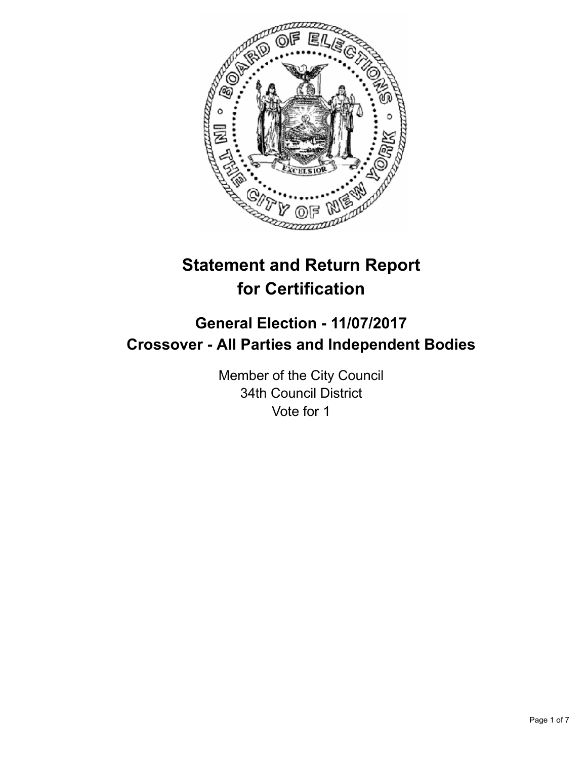# Statement and Return Report for Certification

## General Election - 11/07/2017
## Crossover - All Parties and Independent Bodies

Member of the City Council
34th Council District
Vote for 1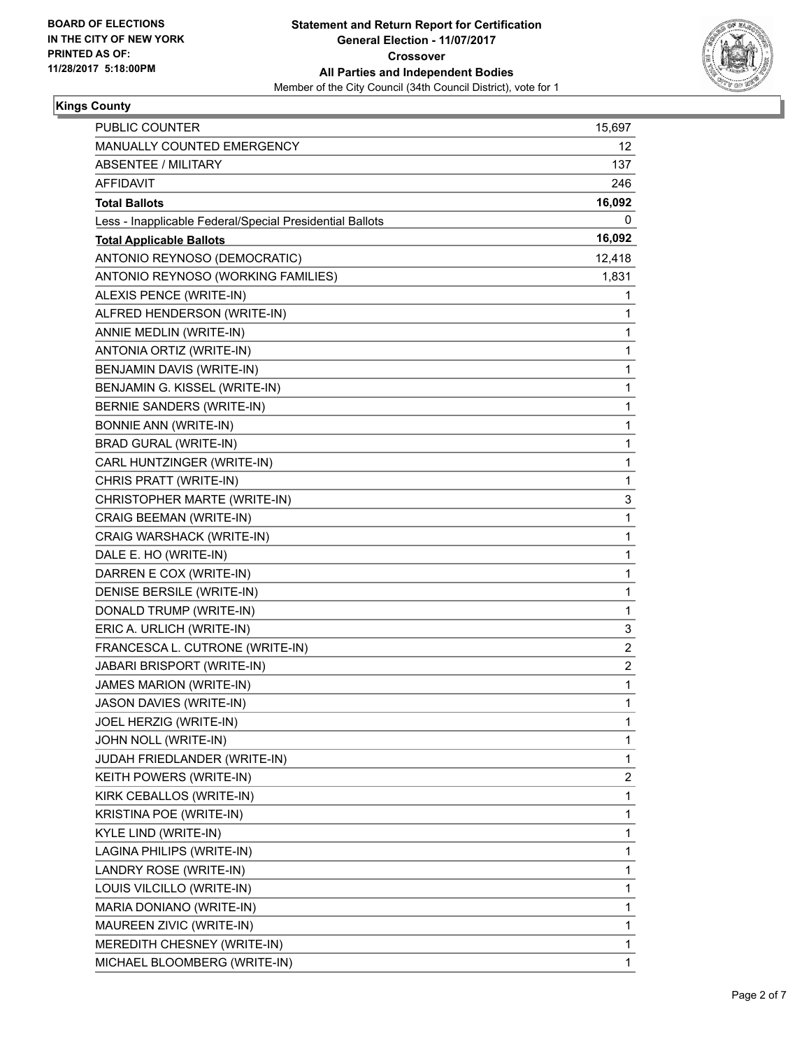**BOARD OF ELECTIONS IN THE CITY OF NEW YORK PRINTED AS OF: 11/28/2017 5:18:00PM**

**Statement and Return Report for Certification**
**General Election - 11/07/2017**
**Crossover**
**All Parties and Independent Bodies**
Member of the City Council (34th Council District), vote for 1

## Kings County

| | |
|---|---|
| PUBLIC COUNTER | 15,697 |
| MANUALLY COUNTED EMERGENCY | 12 |
| ABSENTEE / MILITARY | 137 |
| AFFIDAVIT | 246 |
| **Total Ballots** | **16,092** |
| Less - Inapplicable Federal/Special Presidential Ballots | 0 |
| **Total Applicable Ballots** | **16,092** |
| ANTONIO REYNOSO (DEMOCRATIC) | 12,418 |
| ANTONIO REYNOSO (WORKING FAMILIES) | 1,831 |
| ALEXIS PENCE (WRITE-IN) | 1 |
| ALFRED HENDERSON (WRITE-IN) | 1 |
| ANNIE MEDLIN (WRITE-IN) | 1 |
| ANTONIA ORTIZ (WRITE-IN) | 1 |
| BENJAMIN DAVIS (WRITE-IN) | 1 |
| BENJAMIN G. KISSEL (WRITE-IN) | 1 |
| BERNIE SANDERS (WRITE-IN) | 1 |
| BONNIE ANN (WRITE-IN) | 1 |
| BRAD GURAL (WRITE-IN) | 1 |
| CARL HUNTZINGER (WRITE-IN) | 1 |
| CHRIS PRATT (WRITE-IN) | 1 |
| CHRISTOPHER MARTE (WRITE-IN) | 3 |
| CRAIG BEEMAN (WRITE-IN) | 1 |
| CRAIG WARSHACK (WRITE-IN) | 1 |
| DALE E. HO (WRITE-IN) | 1 |
| DARREN E COX (WRITE-IN) | 1 |
| DENISE BERSILE (WRITE-IN) | 1 |
| DONALD TRUMP (WRITE-IN) | 1 |
| ERIC A. URLICH (WRITE-IN) | 3 |
| FRANCESCA L. CUTRONE (WRITE-IN) | 2 |
| JABARI BRISPORT (WRITE-IN) | 2 |
| JAMES MARION (WRITE-IN) | 1 |
| JASON DAVIES (WRITE-IN) | 1 |
| JOEL HERZIG (WRITE-IN) | 1 |
| JOHN NOLL (WRITE-IN) | 1 |
| JUDAH FRIEDLANDER (WRITE-IN) | 1 |
| KEITH POWERS (WRITE-IN) | 2 |
| KIRK CEBALLOS (WRITE-IN) | 1 |
| KRISTINA POE (WRITE-IN) | 1 |
| KYLE LIND (WRITE-IN) | 1 |
| LAGINA PHILIPS (WRITE-IN) | 1 |
| LANDRY ROSE (WRITE-IN) | 1 |
| LOUIS VILCILLO (WRITE-IN) | 1 |
| MARIA DONIANO (WRITE-IN) | 1 |
| MAUREEN ZIVIC (WRITE-IN) | 1 |
| MEREDITH CHESNEY (WRITE-IN) | 1 |
| MICHAEL BLOOMBERG (WRITE-IN) | 1 |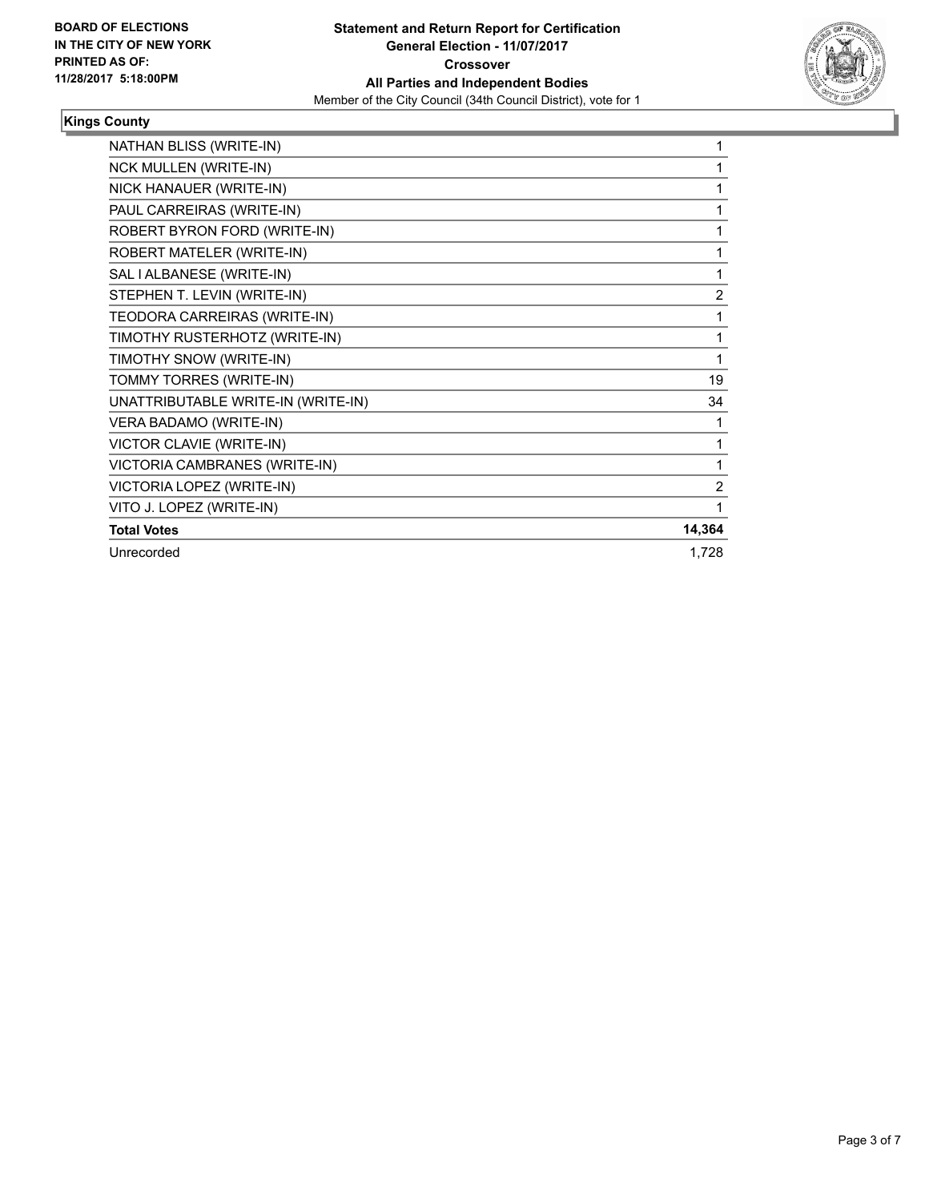BOARD OF ELECTIONS
IN THE CITY OF NEW YORK
PRINTED AS OF:
11/28/2017 5:18:00PM

**Statement and Return Report for Certification**
**General Election - 11/07/2017**
**Crossover**
**All Parties and Independent Bodies**
Member of the City Council (34th Council District), vote for 1

**Kings County**

| | |
|---|---|
| NATHAN BLISS (WRITE-IN) | 1 |
| NCK MULLEN (WRITE-IN) | 1 |
| NICK HANAUER (WRITE-IN) | 1 |
| PAUL CARREIRAS (WRITE-IN) | 1 |
| ROBERT BYRON FORD (WRITE-IN) | 1 |
| ROBERT MATELER (WRITE-IN) | 1 |
| SAL I ALBANESE (WRITE-IN) | 1 |
| STEPHEN T. LEVIN (WRITE-IN) | 2 |
| TEODORA CARREIRAS (WRITE-IN) | 1 |
| TIMOTHY RUSTERHOTZ (WRITE-IN) | 1 |
| TIMOTHY SNOW (WRITE-IN) | 1 |
| TOMMY TORRES (WRITE-IN) | 19 |
| UNATTRIBUTABLE WRITE-IN (WRITE-IN) | 34 |
| VERA BADAMO (WRITE-IN) | 1 |
| VICTOR CLAVIE (WRITE-IN) | 1 |
| VICTORIA CAMBRANES (WRITE-IN) | 1 |
| VICTORIA LOPEZ (WRITE-IN) | 2 |
| VITO J. LOPEZ (WRITE-IN) | 1 |
| **Total Votes** | **14,364** |
| Unrecorded | 1,728 |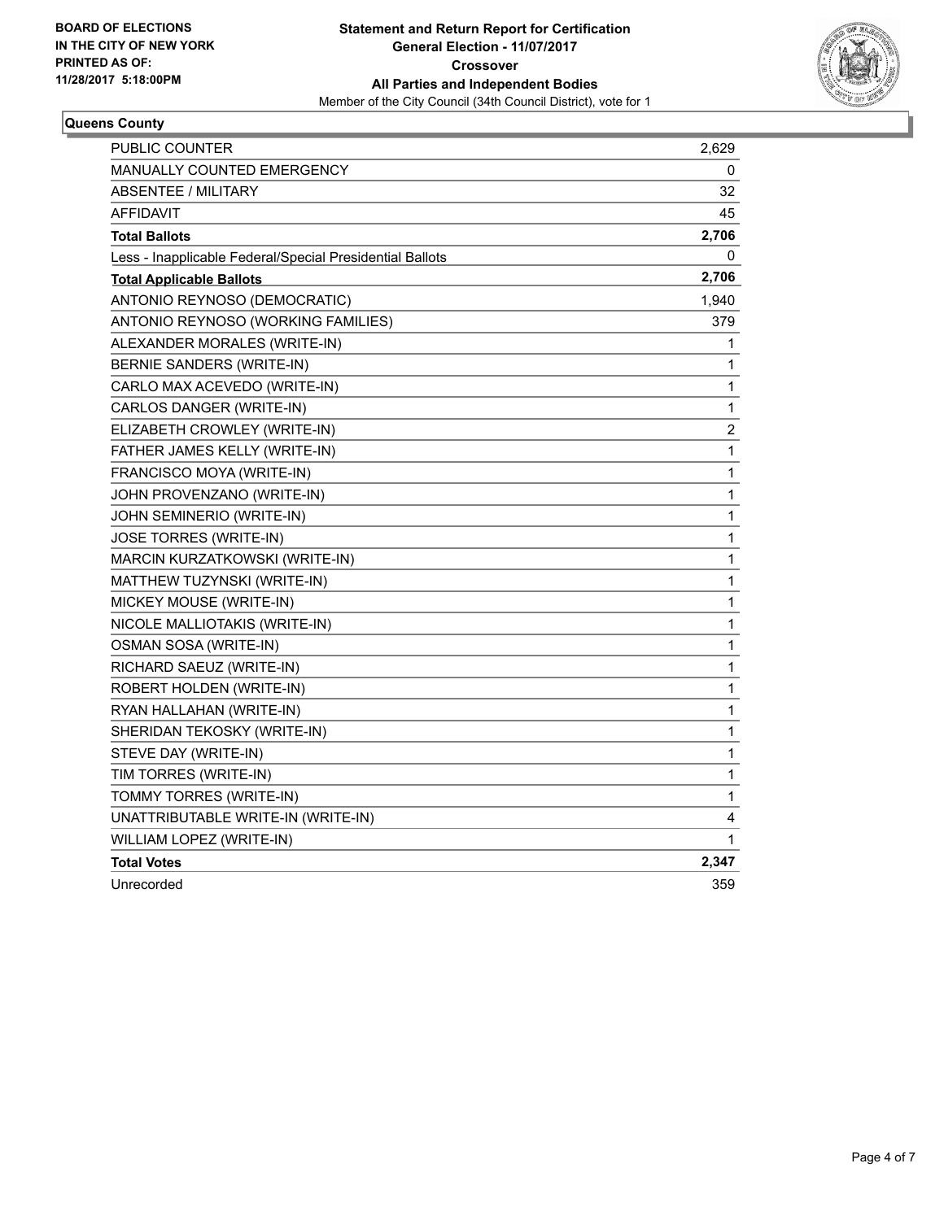BOARD OF ELECTIONS
IN THE CITY OF NEW YORK
PRINTED AS OF:
11/28/2017 5:18:00PM

**Statement and Return Report for Certification**
**General Election - 11/07/2017**
**Crossover**
**All Parties and Independent Bodies**
Member of the City Council (34th Council District), vote for 1

**Queens County**

| | |
|---|---|
| PUBLIC COUNTER | 2,629 |
| MANUALLY COUNTED EMERGENCY | 0 |
| ABSENTEE / MILITARY | 32 |
| AFFIDAVIT | 45 |
| **Total Ballots** | **2,706** |
| Less - Inapplicable Federal/Special Presidential Ballots | 0 |
| **Total Applicable Ballots** | **2,706** |
| ANTONIO REYNOSO (DEMOCRATIC) | 1,940 |
| ANTONIO REYNOSO (WORKING FAMILIES) | 379 |
| ALEXANDER MORALES (WRITE-IN) | 1 |
| BERNIE SANDERS (WRITE-IN) | 1 |
| CARLO MAX ACEVEDO (WRITE-IN) | 1 |
| CARLOS DANGER (WRITE-IN) | 1 |
| ELIZABETH CROWLEY (WRITE-IN) | 2 |
| FATHER JAMES KELLY (WRITE-IN) | 1 |
| FRANCISCO MOYA (WRITE-IN) | 1 |
| JOHN PROVENZANO (WRITE-IN) | 1 |
| JOHN SEMINERIO (WRITE-IN) | 1 |
| JOSE TORRES (WRITE-IN) | 1 |
| MARCIN KURZATKOWSKI (WRITE-IN) | 1 |
| MATTHEW TUZYNSKI (WRITE-IN) | 1 |
| MICKEY MOUSE (WRITE-IN) | 1 |
| NICOLE MALLIOTAKIS (WRITE-IN) | 1 |
| OSMAN SOSA (WRITE-IN) | 1 |
| RICHARD SAEUZ (WRITE-IN) | 1 |
| ROBERT HOLDEN (WRITE-IN) | 1 |
| RYAN HALLAHAN (WRITE-IN) | 1 |
| SHERIDAN TEKOSKY (WRITE-IN) | 1 |
| STEVE DAY (WRITE-IN) | 1 |
| TIM TORRES (WRITE-IN) | 1 |
| TOMMY TORRES (WRITE-IN) | 1 |
| UNATTRIBUTABLE WRITE-IN (WRITE-IN) | 4 |
| WILLIAM LOPEZ (WRITE-IN) | 1 |
| **Total Votes** | **2,347** |
| Unrecorded | 359 |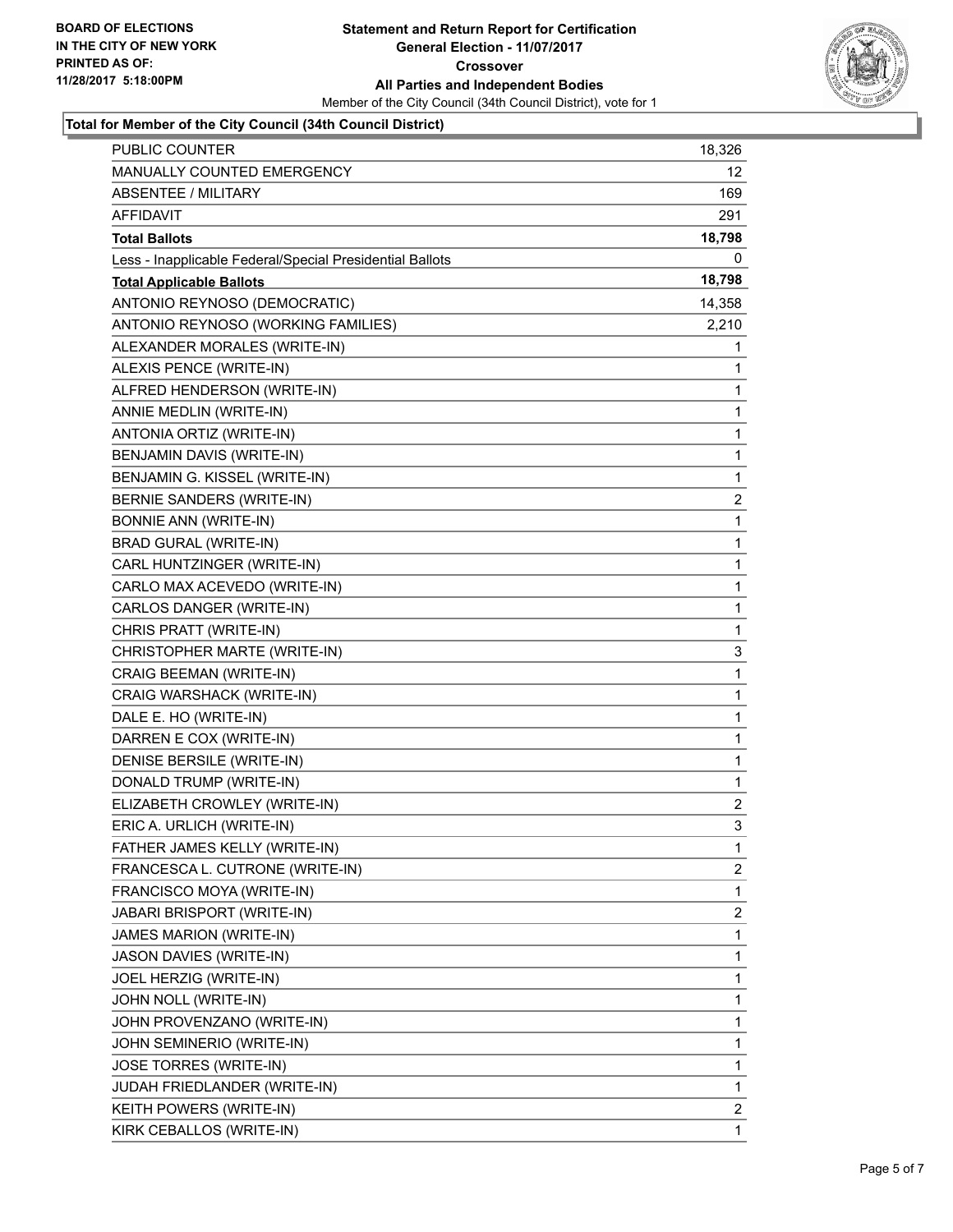**Statement and Return Report for Certification**
**General Election - 11/07/2017**
**Crossover**
**All Parties and Independent Bodies**
Member of the City Council (34th Council District), vote for 1

BOARD OF ELECTIONS
IN THE CITY OF NEW YORK
PRINTED AS OF:
11/28/2017 5:18:00PM

### Total for Member of the City Council (34th Council District)

| | |
|---|---|
| PUBLIC COUNTER | 18,326 |
| MANUALLY COUNTED EMERGENCY | 12 |
| ABSENTEE / MILITARY | 169 |
| AFFIDAVIT | 291 |
| **Total Ballots** | **18,798** |
| Less - Inapplicable Federal/Special Presidential Ballots | 0 |
| **Total Applicable Ballots** | **18,798** |
| ANTONIO REYNOSO (DEMOCRATIC) | 14,358 |
| ANTONIO REYNOSO (WORKING FAMILIES) | 2,210 |
| ALEXANDER MORALES (WRITE-IN) | 1 |
| ALEXIS PENCE (WRITE-IN) | 1 |
| ALFRED HENDERSON (WRITE-IN) | 1 |
| ANNIE MEDLIN (WRITE-IN) | 1 |
| ANTONIA ORTIZ (WRITE-IN) | 1 |
| BENJAMIN DAVIS (WRITE-IN) | 1 |
| BENJAMIN G. KISSEL (WRITE-IN) | 1 |
| BERNIE SANDERS (WRITE-IN) | 2 |
| BONNIE ANN (WRITE-IN) | 1 |
| BRAD GURAL (WRITE-IN) | 1 |
| CARL HUNTZINGER (WRITE-IN) | 1 |
| CARLO MAX ACEVEDO (WRITE-IN) | 1 |
| CARLOS DANGER (WRITE-IN) | 1 |
| CHRIS PRATT (WRITE-IN) | 1 |
| CHRISTOPHER MARTE (WRITE-IN) | 3 |
| CRAIG BEEMAN (WRITE-IN) | 1 |
| CRAIG WARSHACK (WRITE-IN) | 1 |
| DALE E. HO (WRITE-IN) | 1 |
| DARREN E COX (WRITE-IN) | 1 |
| DENISE BERSILE (WRITE-IN) | 1 |
| DONALD TRUMP (WRITE-IN) | 1 |
| ELIZABETH CROWLEY (WRITE-IN) | 2 |
| ERIC A. URLICH (WRITE-IN) | 3 |
| FATHER JAMES KELLY (WRITE-IN) | 1 |
| FRANCESCA L. CUTRONE (WRITE-IN) | 2 |
| FRANCISCO MOYA (WRITE-IN) | 1 |
| JABARI BRISPORT (WRITE-IN) | 2 |
| JAMES MARION (WRITE-IN) | 1 |
| JASON DAVIES (WRITE-IN) | 1 |
| JOEL HERZIG (WRITE-IN) | 1 |
| JOHN NOLL (WRITE-IN) | 1 |
| JOHN PROVENZANO (WRITE-IN) | 1 |
| JOHN SEMINERIO (WRITE-IN) | 1 |
| JOSE TORRES (WRITE-IN) | 1 |
| JUDAH FRIEDLANDER (WRITE-IN) | 1 |
| KEITH POWERS (WRITE-IN) | 2 |
| KIRK CEBALLOS (WRITE-IN) | 1 |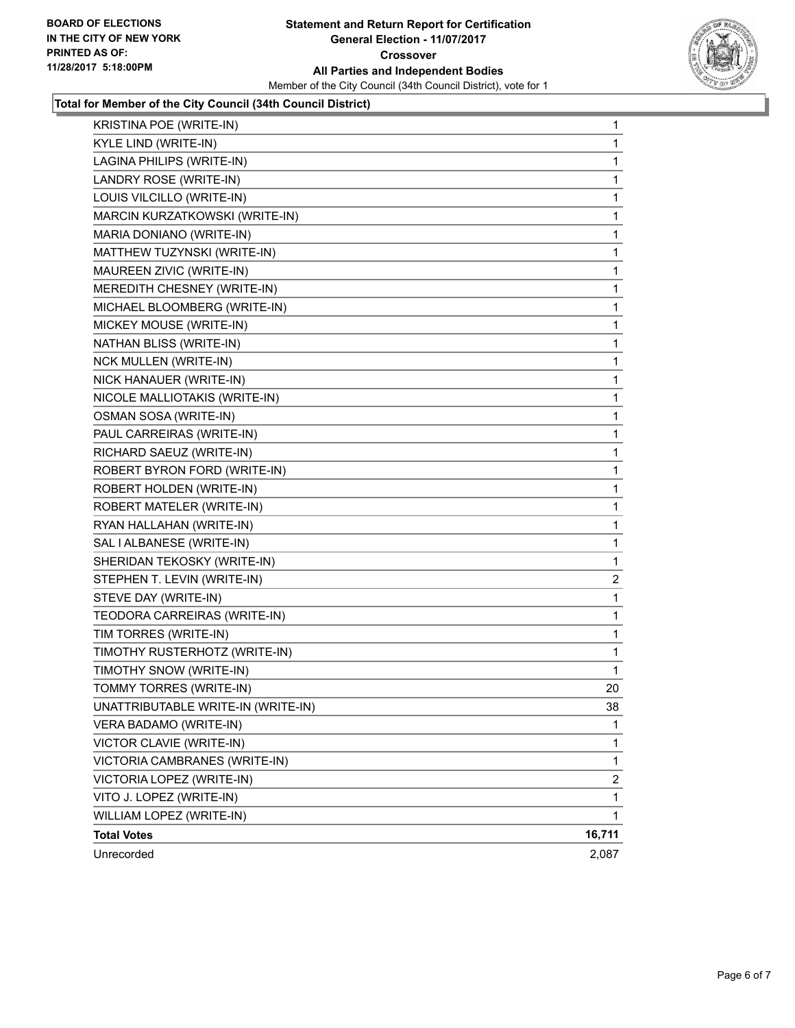**BOARD OF ELECTIONS IN THE CITY OF NEW YORK PRINTED AS OF: 11/28/2017 5:18:00PM**

**Statement and Return Report for Certification**
**General Election - 11/07/2017**
**Crossover**
**All Parties and Independent Bodies**
Member of the City Council (34th Council District), vote for 1

**Total for Member of the City Council (34th Council District)**

| Candidate | Votes |
|---|---|
| KRISTINA POE (WRITE-IN) | 1 |
| KYLE LIND (WRITE-IN) | 1 |
| LAGINA PHILIPS (WRITE-IN) | 1 |
| LANDRY ROSE (WRITE-IN) | 1 |
| LOUIS VILCILLO (WRITE-IN) | 1 |
| MARCIN KURZATKOWSKI (WRITE-IN) | 1 |
| MARIA DONIANO (WRITE-IN) | 1 |
| MATTHEW TUZYNSKI (WRITE-IN) | 1 |
| MAUREEN ZIVIC (WRITE-IN) | 1 |
| MEREDITH CHESNEY (WRITE-IN) | 1 |
| MICHAEL BLOOMBERG (WRITE-IN) | 1 |
| MICKEY MOUSE (WRITE-IN) | 1 |
| NATHAN BLISS (WRITE-IN) | 1 |
| NCK MULLEN (WRITE-IN) | 1 |
| NICK HANAUER (WRITE-IN) | 1 |
| NICOLE MALLIOTAKIS (WRITE-IN) | 1 |
| OSMAN SOSA (WRITE-IN) | 1 |
| PAUL CARREIRAS (WRITE-IN) | 1 |
| RICHARD SAEUZ (WRITE-IN) | 1 |
| ROBERT BYRON FORD (WRITE-IN) | 1 |
| ROBERT HOLDEN (WRITE-IN) | 1 |
| ROBERT MATELER (WRITE-IN) | 1 |
| RYAN HALLAHAN (WRITE-IN) | 1 |
| SAL I ALBANESE (WRITE-IN) | 1 |
| SHERIDAN TEKOSKY (WRITE-IN) | 1 |
| STEPHEN T. LEVIN (WRITE-IN) | 2 |
| STEVE DAY (WRITE-IN) | 1 |
| TEODORA CARREIRAS (WRITE-IN) | 1 |
| TIM TORRES (WRITE-IN) | 1 |
| TIMOTHY RUSTERHOTZ (WRITE-IN) | 1 |
| TIMOTHY SNOW (WRITE-IN) | 1 |
| TOMMY TORRES (WRITE-IN) | 20 |
| UNATTRIBUTABLE WRITE-IN (WRITE-IN) | 38 |
| VERA BADAMO (WRITE-IN) | 1 |
| VICTOR CLAVIE (WRITE-IN) | 1 |
| VICTORIA CAMBRANES (WRITE-IN) | 1 |
| VICTORIA LOPEZ (WRITE-IN) | 2 |
| VITO J. LOPEZ (WRITE-IN) | 1 |
| WILLIAM LOPEZ (WRITE-IN) | 1 |
| **Total Votes** | **16,711** |
| Unrecorded | 2,087 |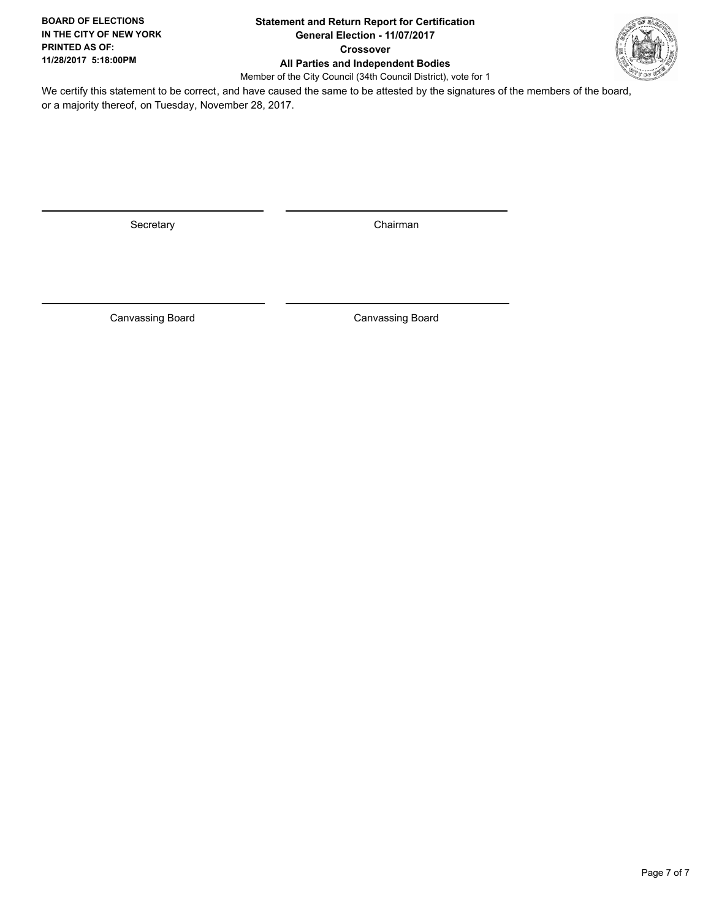We certify this statement to be correct, and have caused the same to be attested by the signatures of the members of the board, or a majority thereof, on Tuesday, November 28, 2017.

| | |
|---|---|
| Secretary | Chairman |
| Canvassing Board | Canvassing Board |